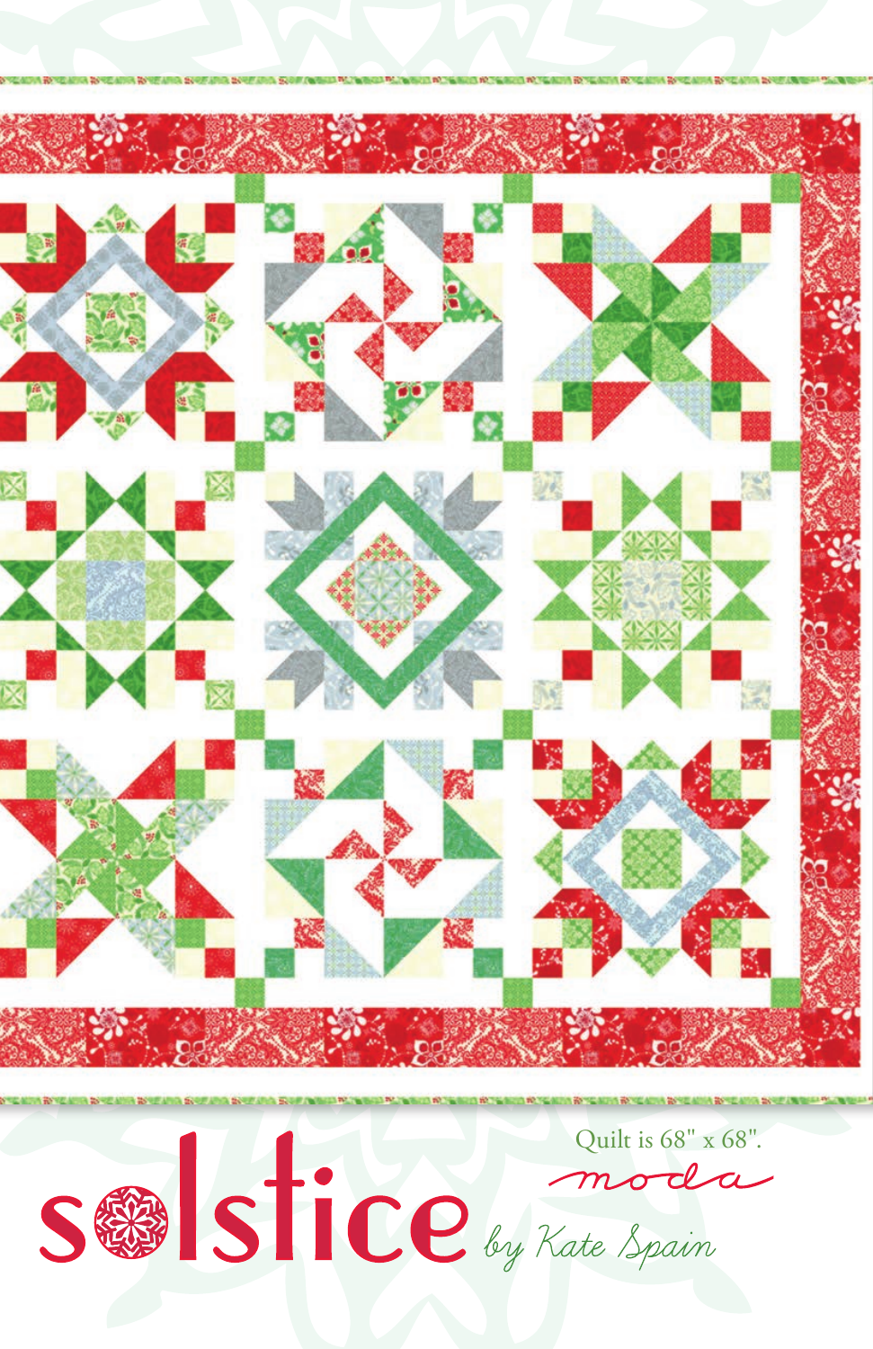# solstice

*by Kate Spain*

moda

Quilt is 68" x 68".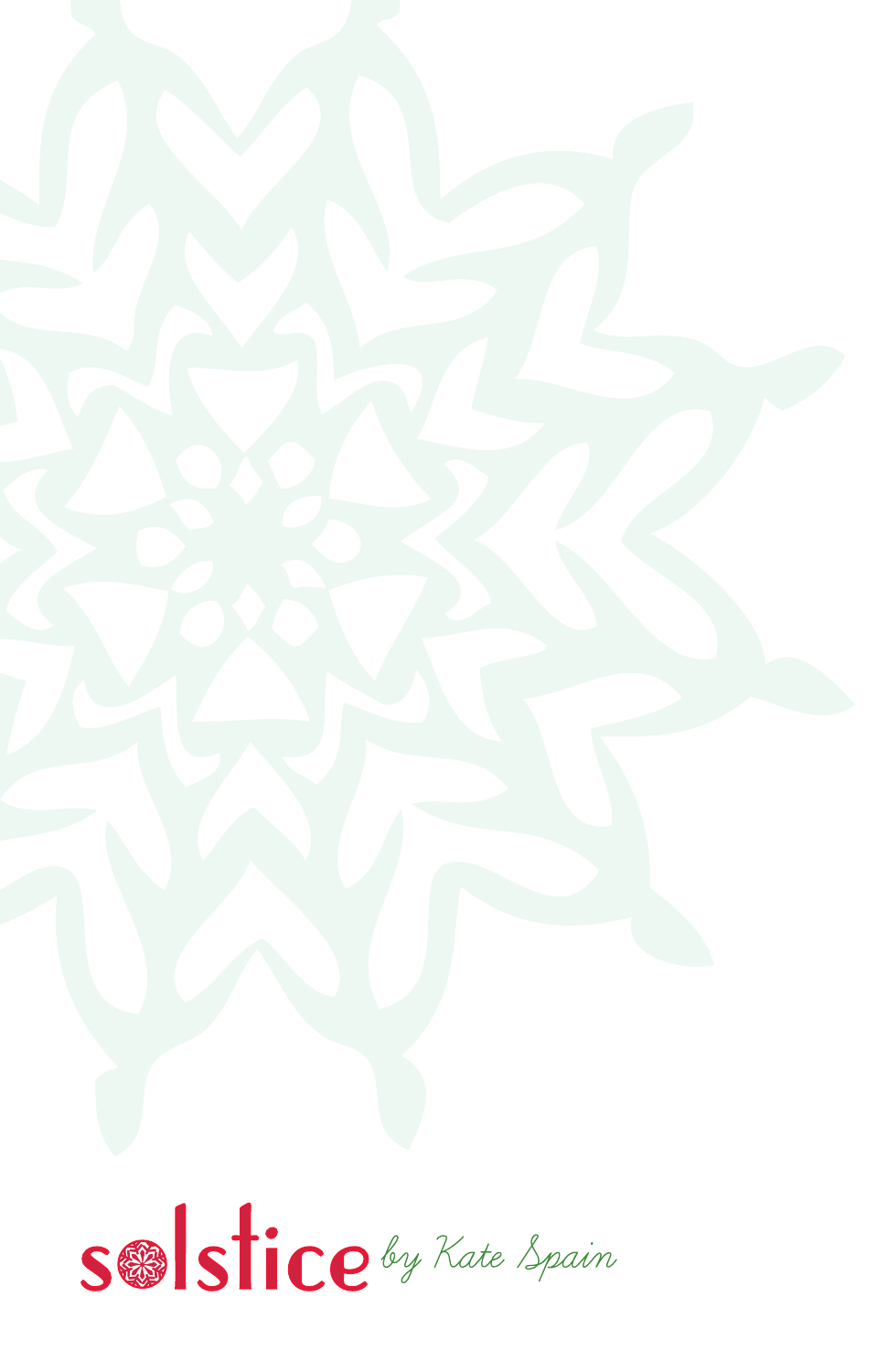solstice *by Kate Spain*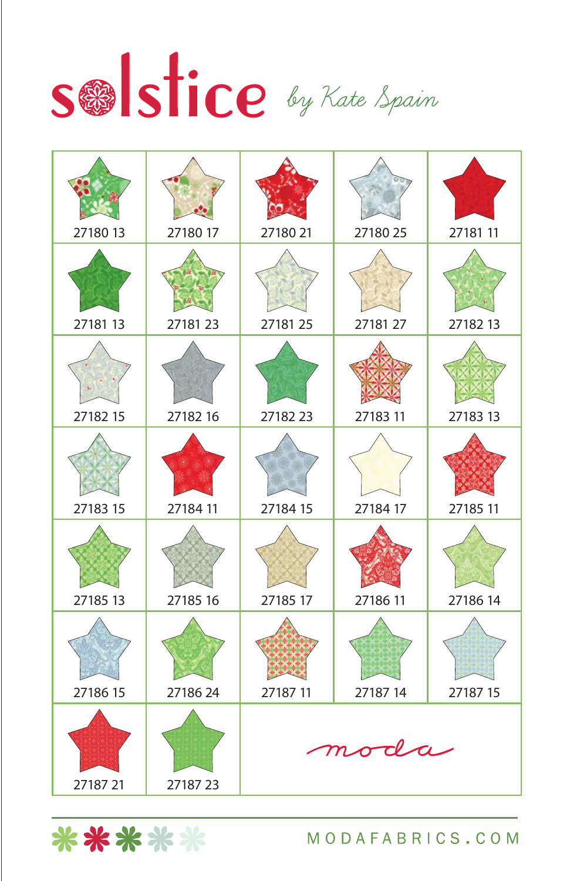# solstice *by Kate Spain*

| | | | | |
|---|---|---|---|---|
| 27180 13 | 27180 17 | 27180 21 | 27180 25 | 27181 11 |
| 27181 13 | 27181 23 | 27181 25 | 27181 27 | 27182 13 |
| 27182 15 | 27182 16 | 27182 23 | 27183 11 | 27183 13 |
| 27183 15 | 27184 11 | 27184 15 | 27184 17 | 27185 11 |
| 27185 13 | 27185 16 | 27185 17 | 27186 11 | 27186 14 |
| 27186 15 | 27186 24 | 27187 11 | 27187 14 | 27187 15 |
| 27187 21 | 27187 23 | moda | | |

MODAFABRICS.COM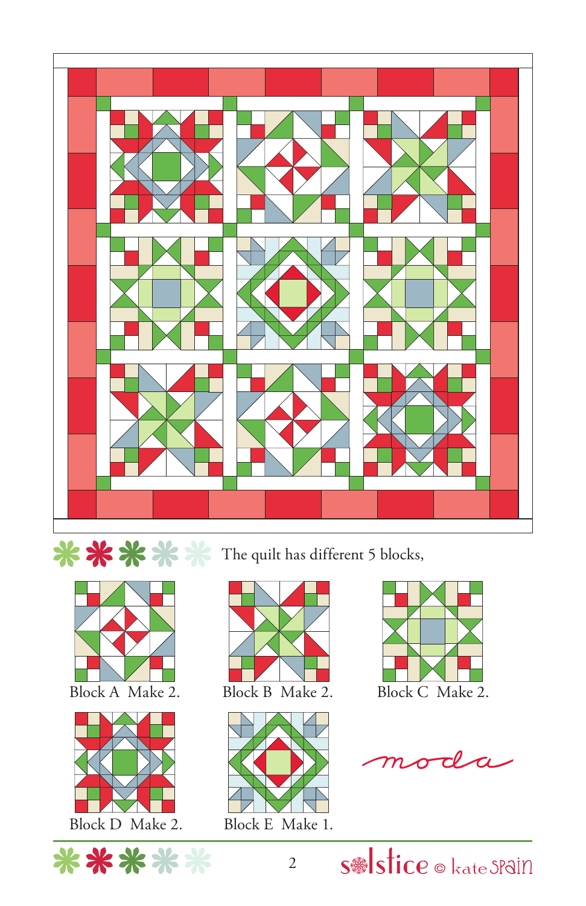The quilt has different 5 blocks,

Block A Make 2.

Block B Make 2.

Block C Make 2.

Block D Make 2.

Block E Make 1.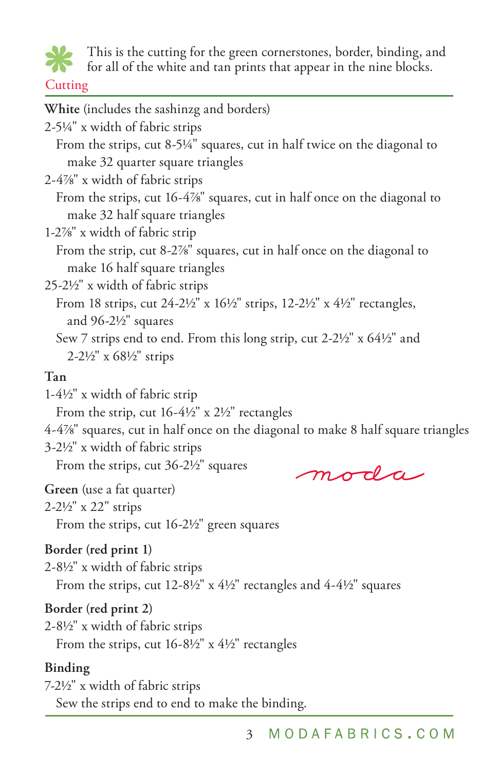This is the cutting for the green cornerstones, border, binding, and for all of the white and tan prints that appear in the nine blocks.

## Cutting

**White** (includes the sashinzg and borders)

2-5¼" x width of fabric strips

From the strips, cut 8-5¼" squares, cut in half twice on the diagonal to make 32 quarter square triangles

2-4⅞" x width of fabric strips

From the strips, cut 16-4⅞" squares, cut in half once on the diagonal to make 32 half square triangles

1-2⅞" x width of fabric strip

From the strip, cut 8-2⅞" squares, cut in half once on the diagonal to make 16 half square triangles

25-2½" x width of fabric strips

From 18 strips, cut 24-2½" x 16½" strips, 12-2½" x 4½" rectangles, and 96-2½" squares

Sew 7 strips end to end. From this long strip, cut 2-2½" x 64½" and 2-2½" x 68½" strips

**Tan**

1-4½" x width of fabric strip

From the strip, cut 16-4½" x 2½" rectangles

4-4⅞" squares, cut in half once on the diagonal to make 8 half square triangles

3-2½" x width of fabric strips

From the strips, cut 36-2½" squares

**Green** (use a fat quarter)

2-2½" x 22" strips

From the strips, cut 16-2½" green squares

**Border (red print 1)**

2-8½" x width of fabric strips

From the strips, cut 12-8½" x 4½" rectangles and 4-4½" squares

**Border (red print 2)**

2-8½" x width of fabric strips

From the strips, cut 16-8½" x 4½" rectangles

**Binding**

7-2½" x width of fabric strips

Sew the strips end to end to make the binding.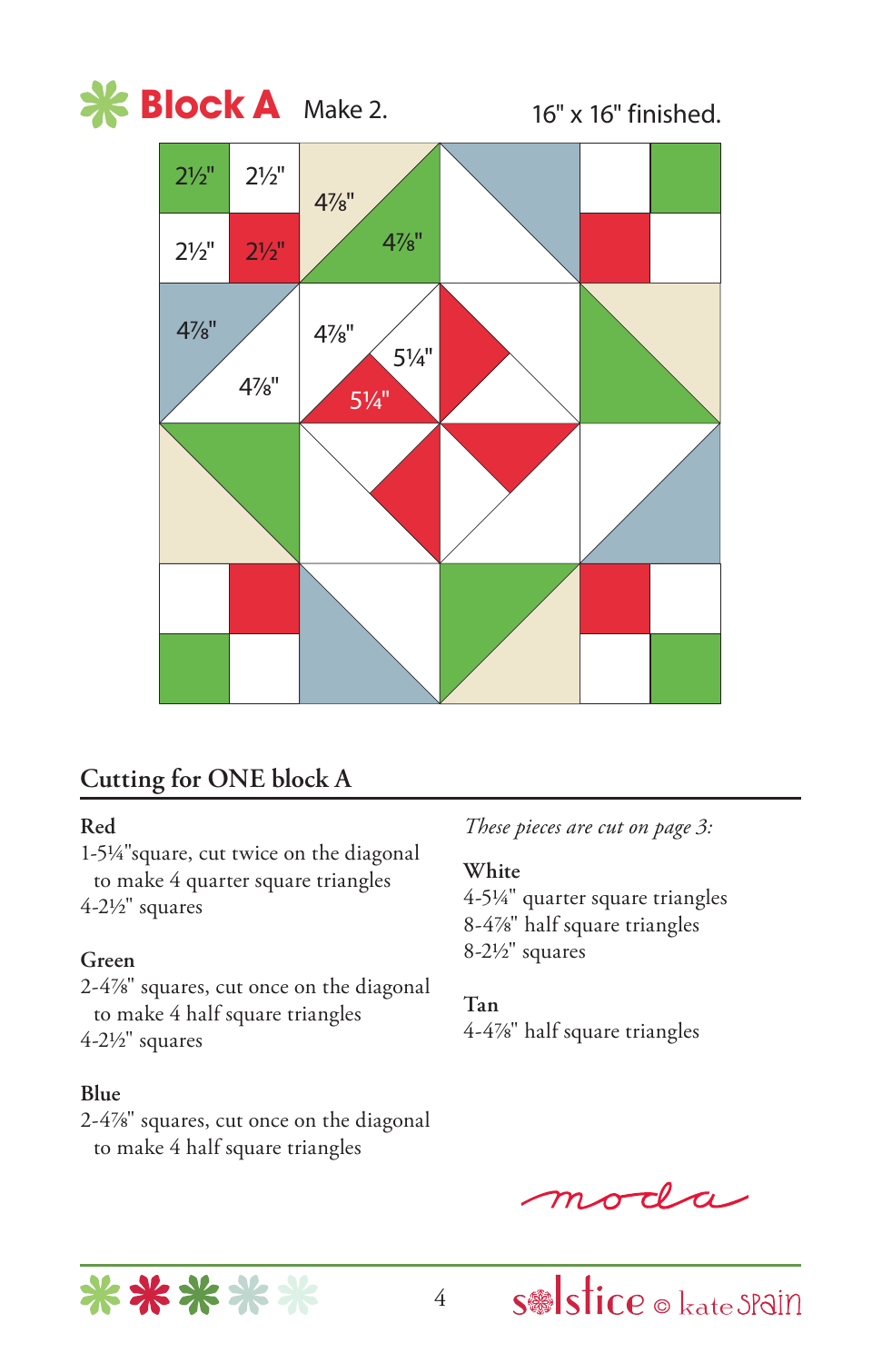# Block A

Make 2.

16" x 16" finished.

## Cutting for ONE block A

**Red**

1-5¼"square, cut twice on the diagonal to make 4 quarter square triangles

4-2½" squares

**Green**

2-4⅞" squares, cut once on the diagonal to make 4 half square triangles

4-2½" squares

**Blue**

2-4⅞" squares, cut once on the diagonal to make 4 half square triangles

*These pieces are cut on page 3:*

**White**

4-5¼" quarter square triangles

8-4⅞" half square triangles

8-2½" squares

**Tan**

4-4⅞" half square triangles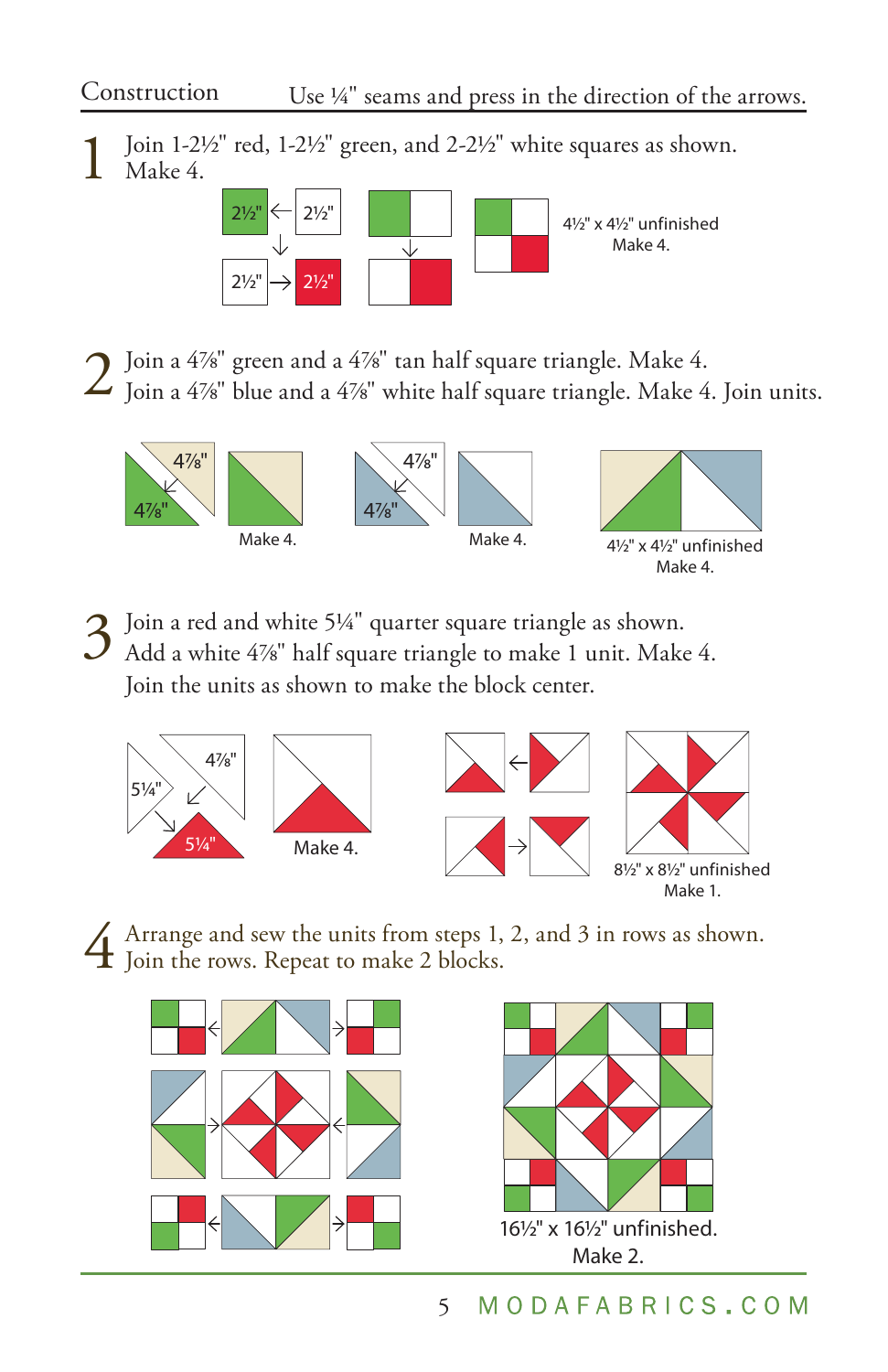## Construction

Use ¼" seams and press in the direction of the arrows.

**1** Join 1-2½" red, 1-2½" green, and 2-2½" white squares as shown. Make 4.

2½" 2½" 2½" 2½"

4½" x 4½" unfinished
Make 4.

**2** Join a 4⅞" green and a 4⅞" tan half square triangle. Make 4.
Join a 4⅞" blue and a 4⅞" white half square triangle. Make 4. Join units.

4⅞" 4⅞" Make 4.

4⅞" 4⅞" Make 4.

4½" x 4½" unfinished
Make 4.

**3** Join a red and white 5¼" quarter square triangle as shown.
Add a white 4⅞" half square triangle to make 1 unit. Make 4.
Join the units as shown to make the block center.

4⅞" 5¼" 5¼" Make 4.

8½" x 8½" unfinished
Make 1.

**4** Arrange and sew the units from steps 1, 2, and 3 in rows as shown.
Join the rows. Repeat to make 2 blocks.

16½" x 16½" unfinished.
Make 2.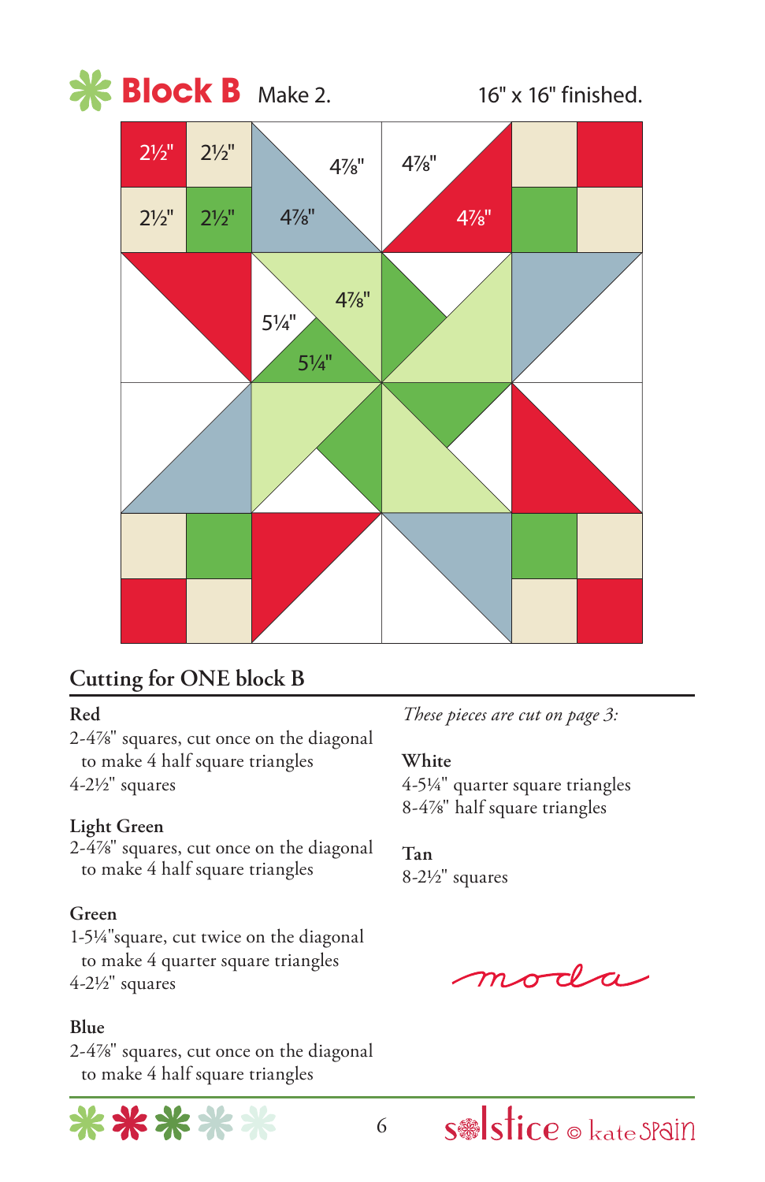# Block B

Make 2.

16" x 16" finished.

## Cutting for ONE block B

**Red**

2-4⅞" squares, cut once on the diagonal to make 4 half square triangles

4-2½" squares

**Light Green**

2-4⅞" squares, cut once on the diagonal to make 4 half square triangles

**Green**

1-5¼"square, cut twice on the diagonal to make 4 quarter square triangles

4-2½" squares

**Blue**

2-4⅞" squares, cut once on the diagonal to make 4 half square triangles

*These pieces are cut on page 3:*

**White**

4-5¼" quarter square triangles

8-4⅞" half square triangles

**Tan**

8-2½" squares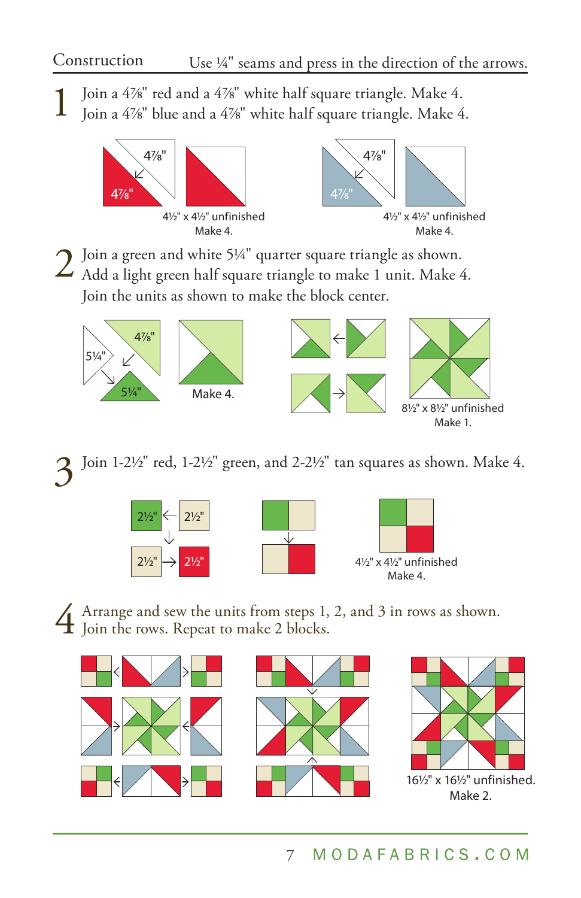## Construction

Use ¼" seams and press in the direction of the arrows.

**1** Join a 4⅞" red and a 4⅞" white half square triangle. Make 4.
Join a 4⅞" blue and a 4⅞" white half square triangle. Make 4.

4⅞" 4⅞"

4½" x 4½" unfinished
Make 4.

4⅞" 4⅞"

4½" x 4½" unfinished
Make 4.

**2** Join a green and white 5¼" quarter square triangle as shown.
Add a light green half square triangle to make 1 unit. Make 4.
Join the units as shown to make the block center.

4⅞" 5¼" 5¼"

Make 4.

8½" x 8½" unfinished
Make 1.

**3** Join 1-2½" red, 1-2½" green, and 2-2½" tan squares as shown. Make 4.

2½" 2½" 2½" 2½"

4½" x 4½" unfinished
Make 4.

**4** Arrange and sew the units from steps 1, 2, and 3 in rows as shown.
Join the rows. Repeat to make 2 blocks.

16½" x 16½" unfinished.
Make 2.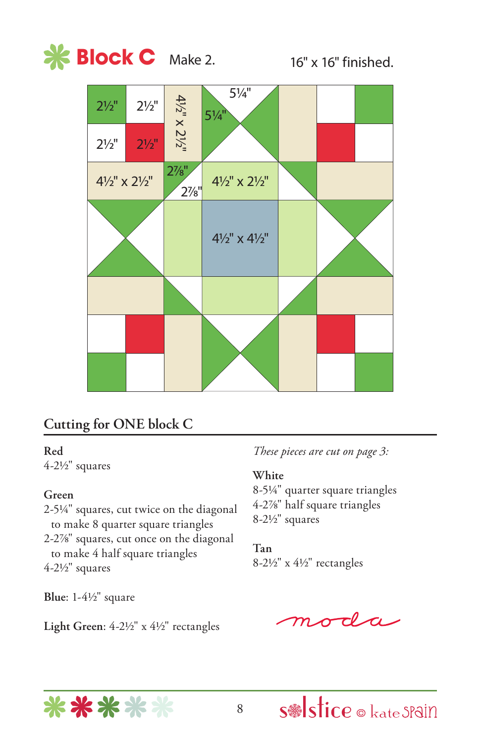# Block C

Make 2.

16" x 16" finished.

2½" 2½" 4½" x 2½" 5¼" 5¼"

2½" 2½"

4½" x 2½" 2⅞" 2⅞" 4½" x 2½"

4½" x 4½"

## Cutting for ONE block C

**Red**
4-2½" squares

**Green**
2-5¼" squares, cut twice on the diagonal to make 8 quarter square triangles
2-2⅞" squares, cut once on the diagonal to make 4 half square triangles
4-2½" squares

**Blue**: 1-4½" square

**Light Green**: 4-2½" x 4½" rectangles

*These pieces are cut on page 3:*

**White**
8-5¼" quarter square triangles
4-2⅞" half square triangles
8-2½" squares

**Tan**
8-2½" x 4½" rectangles

moda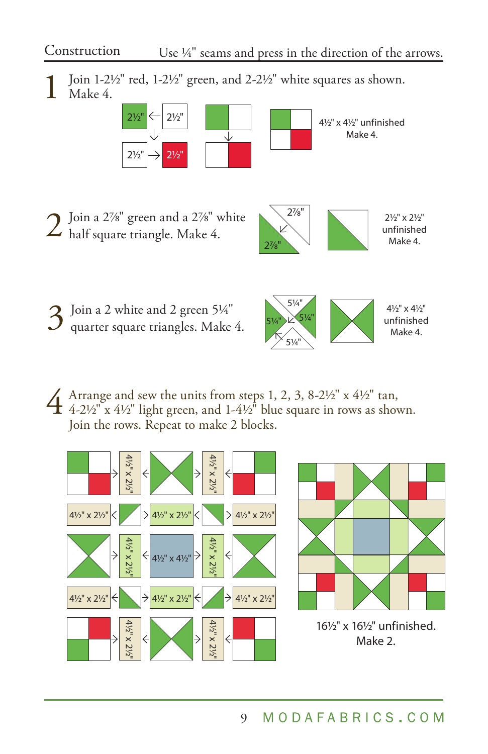## Construction

Use ¼" seams and press in the direction of the arrows.

**1** Join 1-2½" red, 1-2½" green, and 2-2½" white squares as shown. Make 4.

2½" 2½" 2½" 2½"

4½" x 4½" unfinished
Make 4.

**2** Join a 2⅞" green and a 2⅞" white half square triangle. Make 4.

2⅞" 2⅞"

2½" x 2½" unfinished
Make 4.

**3** Join a 2 white and 2 green 5¼" quarter square triangles. Make 4.

5¼" 5¼" 5¼" 5¼"

4½" x 4½" unfinished
Make 4.

**4** Arrange and sew the units from steps 1, 2, 3, 8-2½" x 4½" tan, 4-2½" x 4½" light green, and 1-4½" blue square in rows as shown. Join the rows. Repeat to make 2 blocks.

4½" x 2½" 4½" x 2½" 4½" x 2½" 4½" x 2½" 4½" x 2½" 4½" x 2½" 4½" x 2½" 4½" x 2½" 4½" x 2½" 4½" x 2½" 4½" x 4½" 4½" x 2½" 4½" x 2½" 4½" x 2½" 4½" x 2½" 4½" x 2½" 4½" x 2½"

16½" x 16½" unfinished.
Make 2.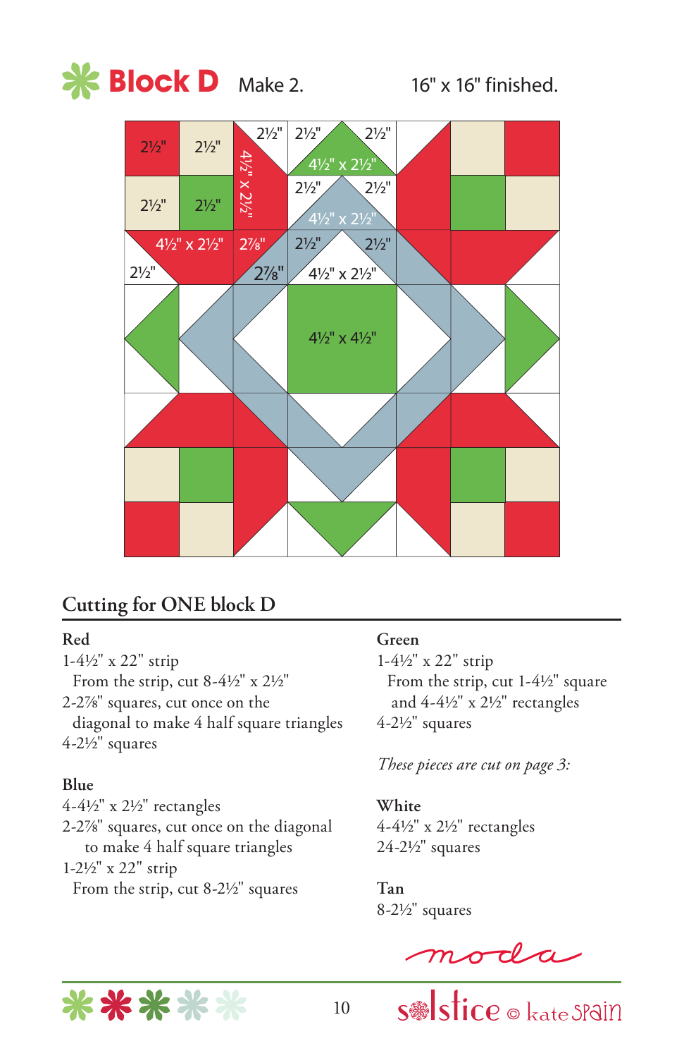# Block D

Make 2. 16" x 16" finished.

## Cutting for ONE block D

**Red**

1-4½" x 22" strip

From the strip, cut 8-4½" x 2½"

2-2⅞" squares, cut once on the diagonal to make 4 half square triangles

4-2½" squares

**Blue**

4-4½" x 2½" rectangles

2-2⅞" squares, cut once on the diagonal to make 4 half square triangles

1-2½" x 22" strip

From the strip, cut 8-2½" squares

**Green**

1-4½" x 22" strip

From the strip, cut 1-4½" square and 4-4½" x 2½" rectangles

4-2½" squares

*These pieces are cut on page 3:*

**White**

4-4½" x 2½" rectangles

24-2½" squares

**Tan**

8-2½" squares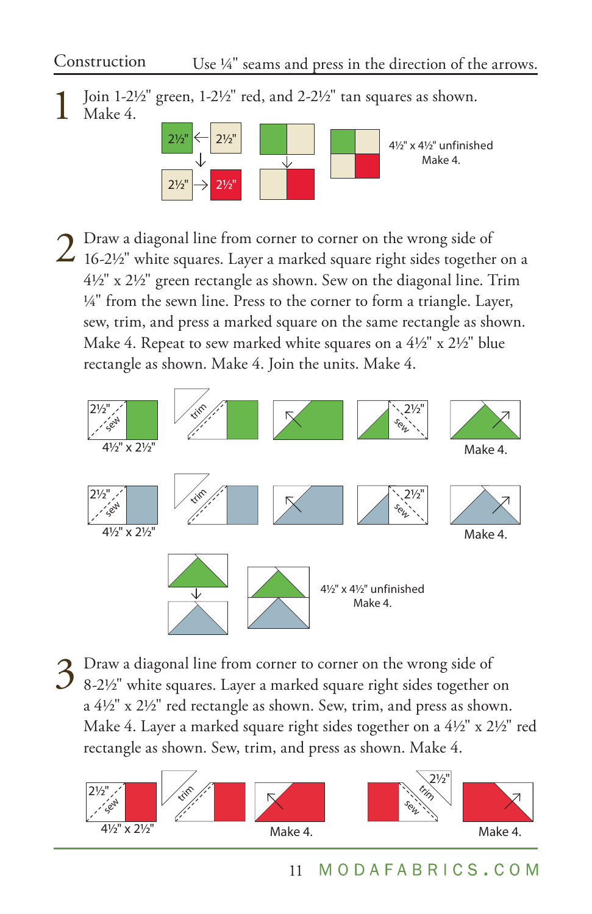## Construction

Use ¼" seams and press in the direction of the arrows.

**1** Join 1-2½" green, 1-2½" red, and 2-2½" tan squares as shown. Make 4.

2½" 2½" 2½" 2½"

4½" x 4½" unfinished
Make 4.

**2** Draw a diagonal line from corner to corner on the wrong side of 16-2½" white squares. Layer a marked square right sides together on a 4½" x 2½" green rectangle as shown. Sew on the diagonal line. Trim ¼" from the sewn line. Press to the corner to form a triangle. Layer, sew, trim, and press a marked square on the same rectangle as shown. Make 4. Repeat to sew marked white squares on a 4½" x 2½" blue rectangle as shown. Make 4. Join the units. Make 4.

2½" sew 4½" x 2½" trim 2½" sew Make 4.

2½" sew 4½" x 2½" trim 2½" sew Make 4.

4½" x 4½" unfinished
Make 4.

**3** Draw a diagonal line from corner to corner on the wrong side of 8-2½" white squares. Layer a marked square right sides together on a 4½" x 2½" red rectangle as shown. Sew, trim, and press as shown. Make 4. Layer a marked square right sides together on a 4½" x 2½" red rectangle as shown. Sew, trim, and press as shown. Make 4.

2½" sew 4½" x 2½" trim Make 4. 2½" trim sew Make 4.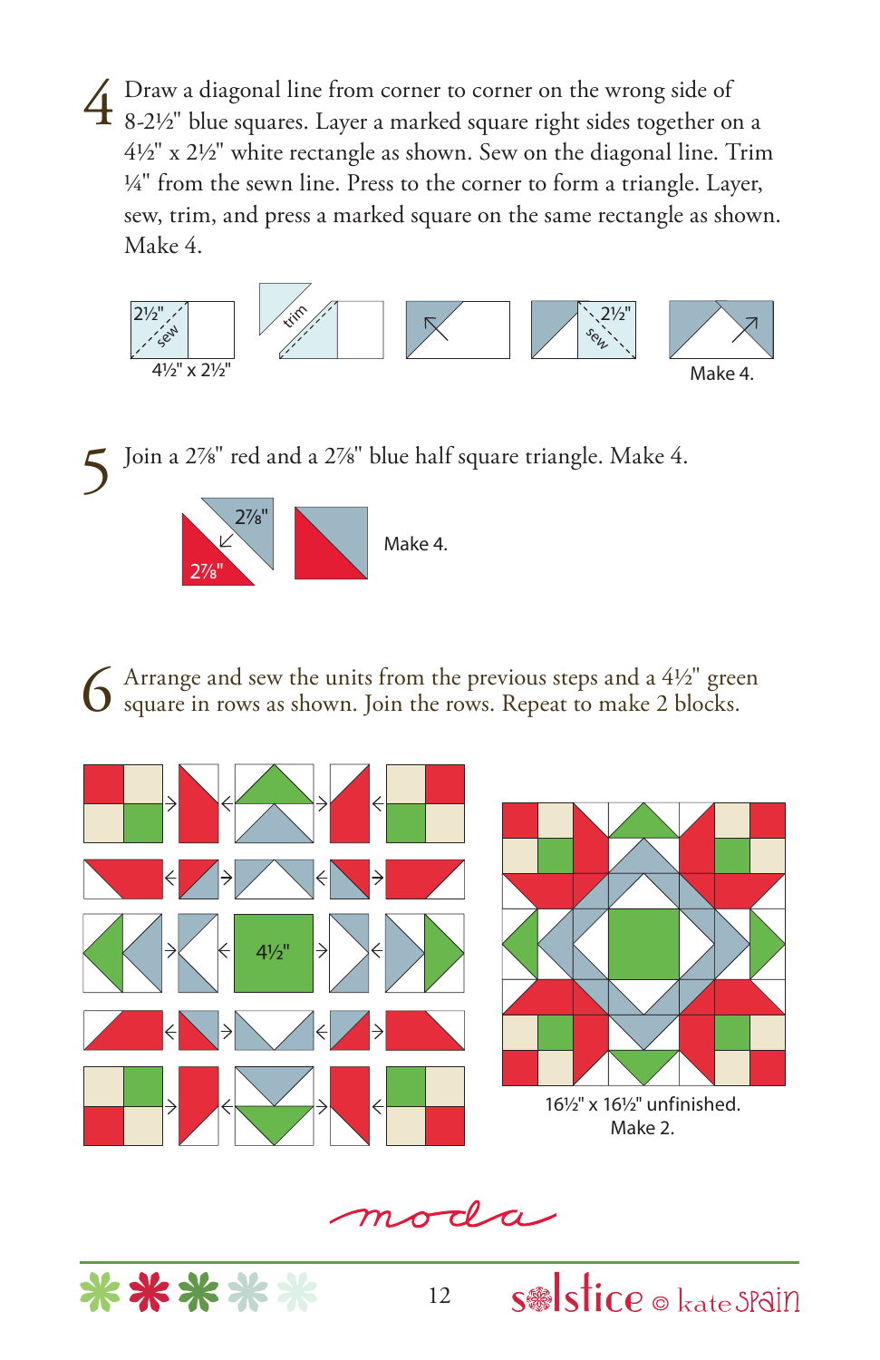4 Draw a diagonal line from corner to corner on the wrong side of 8-2½" blue squares. Layer a marked square right sides together on a 4½" x 2½" white rectangle as shown. Sew on the diagonal line. Trim ¼" from the sewn line. Press to the corner to form a triangle. Layer, sew, trim, and press a marked square on the same rectangle as shown. Make 4.

2½" sew

4½" x 2½"

trim

2½" sew

Make 4.

5 Join a 2⅞" red and a 2⅞" blue half square triangle. Make 4.

2⅞"

2⅞"

Make 4.

6 Arrange and sew the units from the previous steps and a 4½" green square in rows as shown. Join the rows. Repeat to make 2 blocks.

4½"

16½" x 16½" unfinished.
Make 2.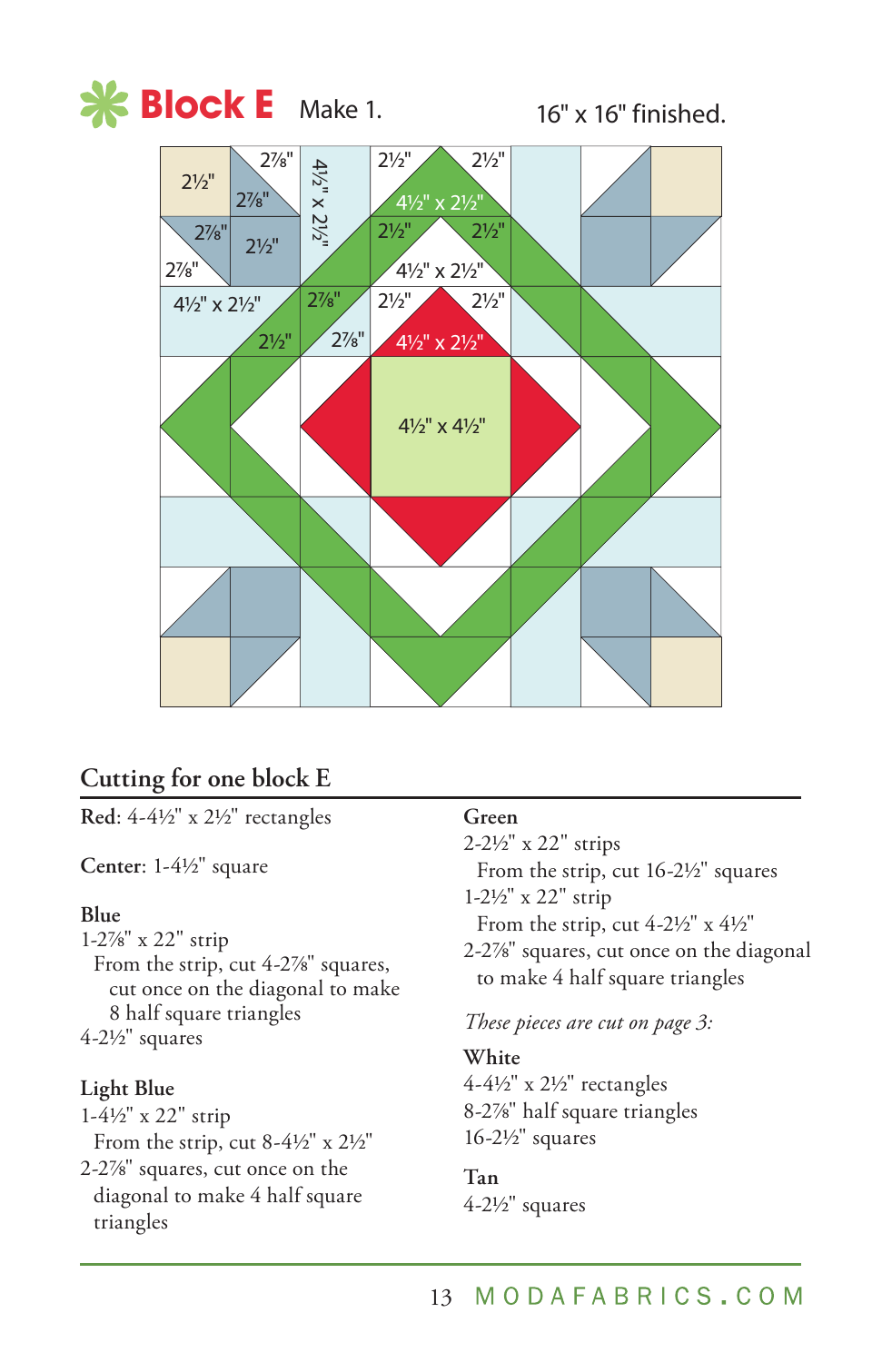# Block E

Make 1.

16" x 16" finished.

## Cutting for one block E

**Red**: 4-4½" x 2½" rectangles

**Center**: 1-4½" square

**Blue**

1-2⅞" x 22" strip

From the strip, cut 4-2⅞" squares, cut once on the diagonal to make 8 half square triangles

4-2½" squares

**Light Blue**

1-4½" x 22" strip

From the strip, cut 8-4½" x 2½"

2-2⅞" squares, cut once on the diagonal to make 4 half square triangles

**Green**

2-2½" x 22" strips

From the strip, cut 16-2½" squares

1-2½" x 22" strip

From the strip, cut 4-2½" x 4½"

2-2⅞" squares, cut once on the diagonal to make 4 half square triangles

*These pieces are cut on page 3:*

**White**

4-4½" x 2½" rectangles

8-2⅞" half square triangles

16-2½" squares

**Tan**

4-2½" squares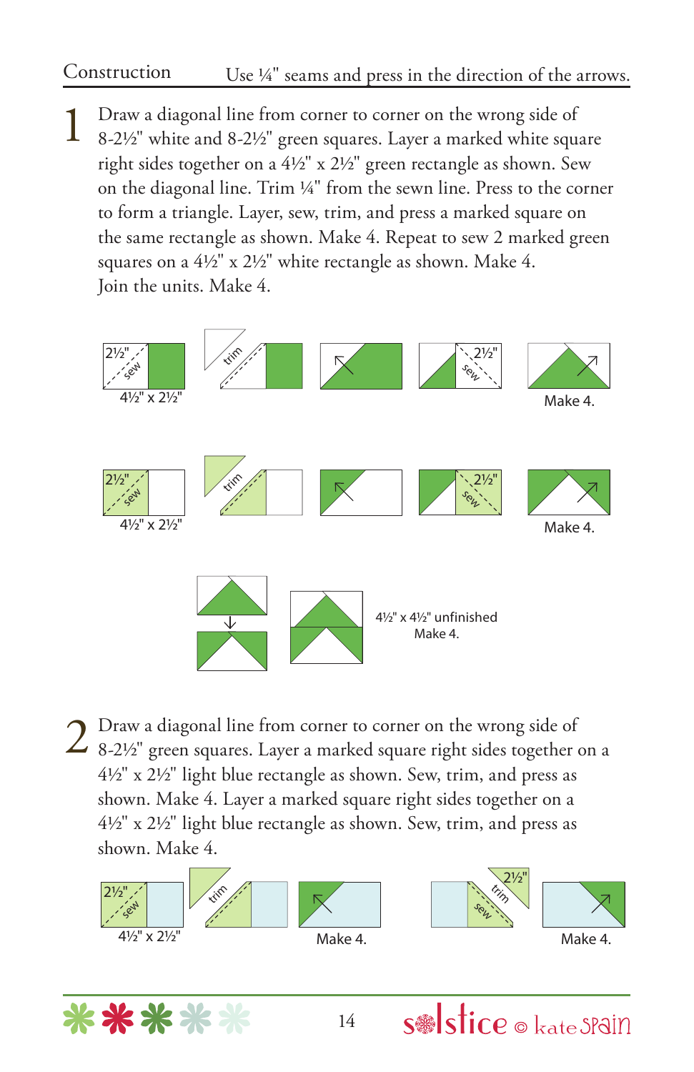## Construction

Use ¼" seams and press in the direction of the arrows.

**1** Draw a diagonal line from corner to corner on the wrong side of 8-2½" white and 8-2½" green squares. Layer a marked white square right sides together on a 4½" x 2½" green rectangle as shown. Sew on the diagonal line. Trim ¼" from the sewn line. Press to the corner to form a triangle. Layer, sew, trim, and press a marked square on the same rectangle as shown. Make 4. Repeat to sew 2 marked green squares on a 4½" x 2½" white rectangle as shown. Make 4. Join the units. Make 4.

2½" sew 4½" x 2½" trim 2½" sew Make 4.

2½" sew 4½" x 2½" trim 2½" sew Make 4.

4½" x 4½" unfinished Make 4.

**2** Draw a diagonal line from corner to corner on the wrong side of 8-2½" green squares. Layer a marked square right sides together on a 4½" x 2½" light blue rectangle as shown. Sew, trim, and press as shown. Make 4. Layer a marked square right sides together on a 4½" x 2½" light blue rectangle as shown. Sew, trim, and press as shown. Make 4.

2½" sew 4½" x 2½" trim Make 4. 2½" trim sew Make 4.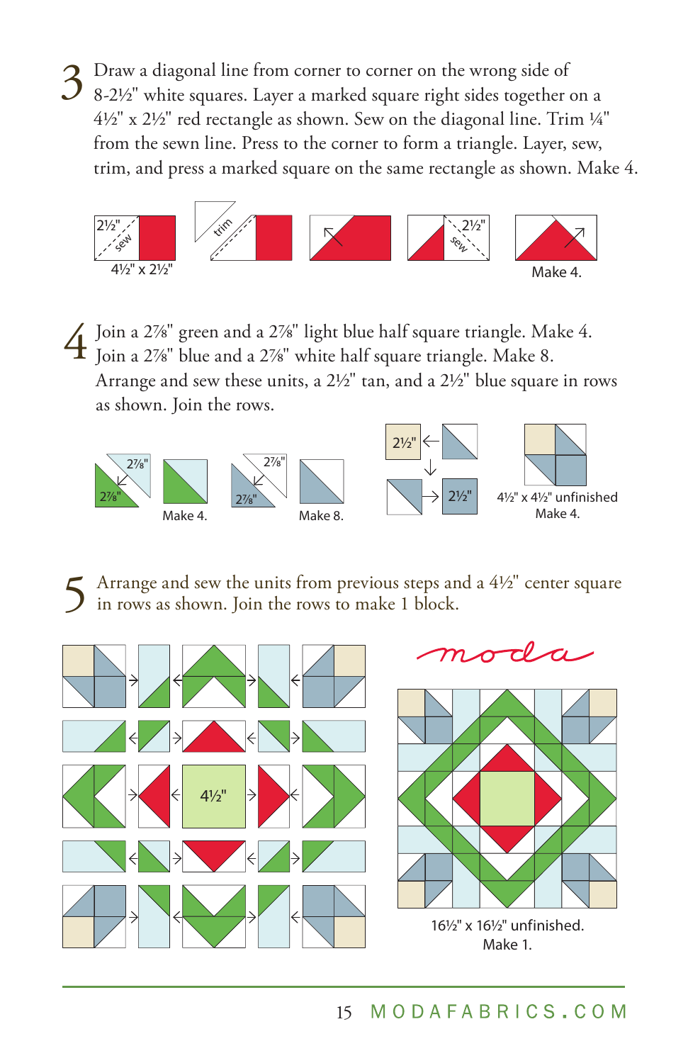3 Draw a diagonal line from corner to corner on the wrong side of 8-2½" white squares. Layer a marked square right sides together on a 4½" x 2½" red rectangle as shown. Sew on the diagonal line. Trim ¼" from the sewn line. Press to the corner to form a triangle. Layer, sew, trim, and press a marked square on the same rectangle as shown. Make 4.

2½" sew 4½" x 2½" trim 2½" sew Make 4.

4 Join a 2⅞" green and a 2⅞" light blue half square triangle. Make 4. Join a 2⅞" blue and a 2⅞" white half square triangle. Make 8. Arrange and sew these units, a 2½" tan, and a 2½" blue square in rows as shown. Join the rows.

2⅞" 2⅞" Make 4. 2⅞" 2⅞" Make 8. 2½" 2½" 4½" x 4½" unfinished Make 4.

5 Arrange and sew the units from previous steps and a 4½" center square in rows as shown. Join the rows to make 1 block.

4½"

moda

16½" x 16½" unfinished.
Make 1.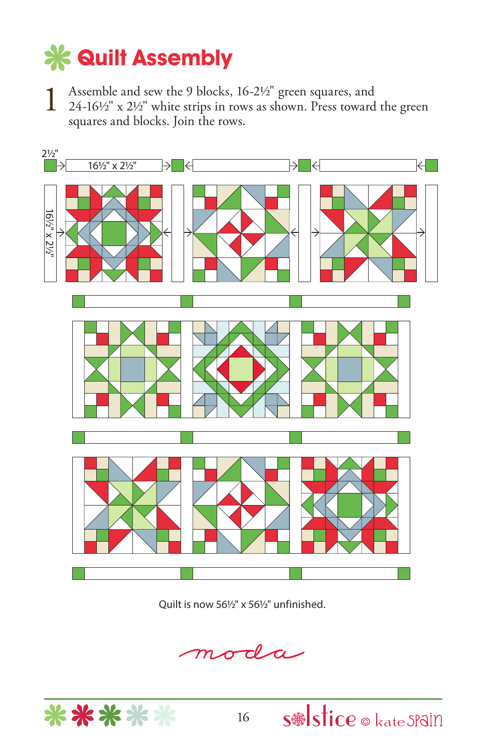# Quilt Assembly

1. Assemble and sew the 9 blocks, 16-2½" green squares, and 24-16½" x 2½" white strips in rows as shown. Press toward the green squares and blocks. Join the rows.

2½"

16½" x 2½"

16½" x 2½"

Quilt is now 56½" x 56½" unfinished.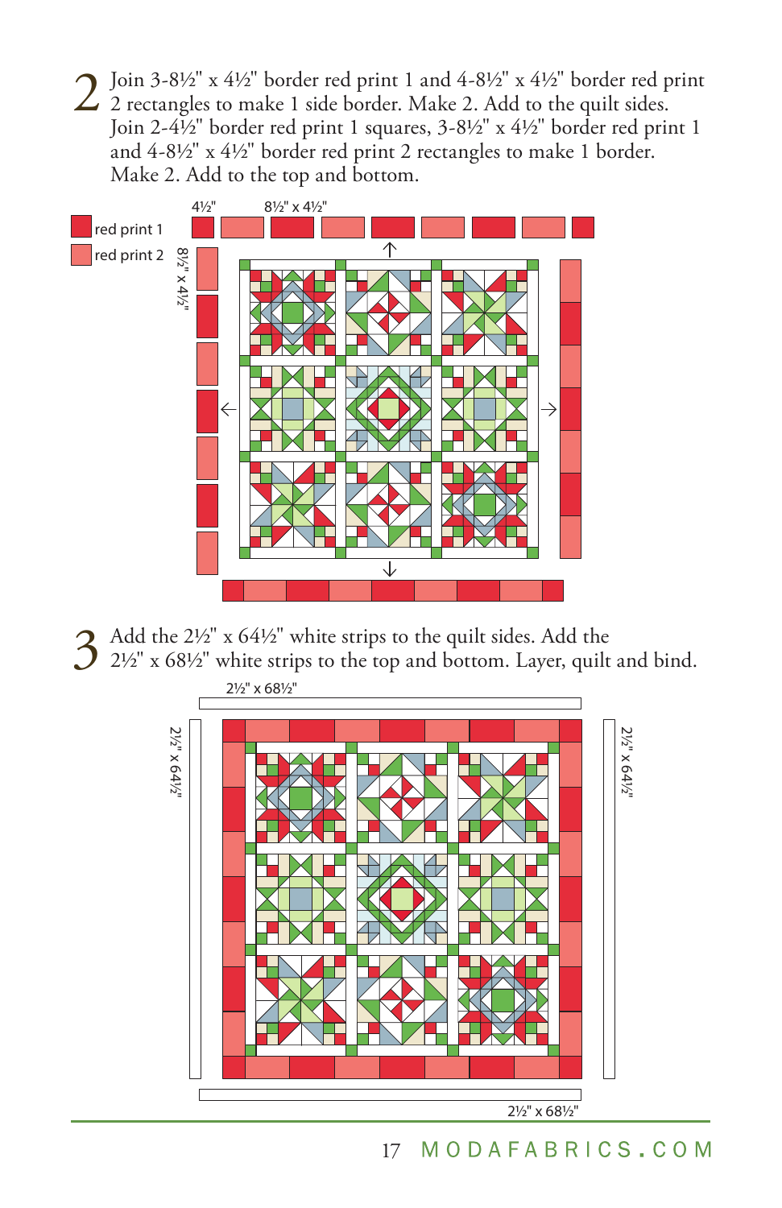2 Join 3-8½" x 4½" border red print 1 and 4-8½" x 4½" border red print 2 rectangles to make 1 side border. Make 2. Add to the quilt sides. Join 2-4½" border red print 1 squares, 3-8½" x 4½" border red print 1 and 4-8½" x 4½" border red print 2 rectangles to make 1 border. Make 2. Add to the top and bottom.

4½" 8½" x 4½"

red print 1

red print 2

8½" x 4½"

3 Add the 2½" x 64½" white strips to the quilt sides. Add the 2½" x 68½" white strips to the top and bottom. Layer, quilt and bind.

2½" x 68½"

2½" x 64½"

2½" x 64½"

2½" x 68½"

MODAFABRICS.COM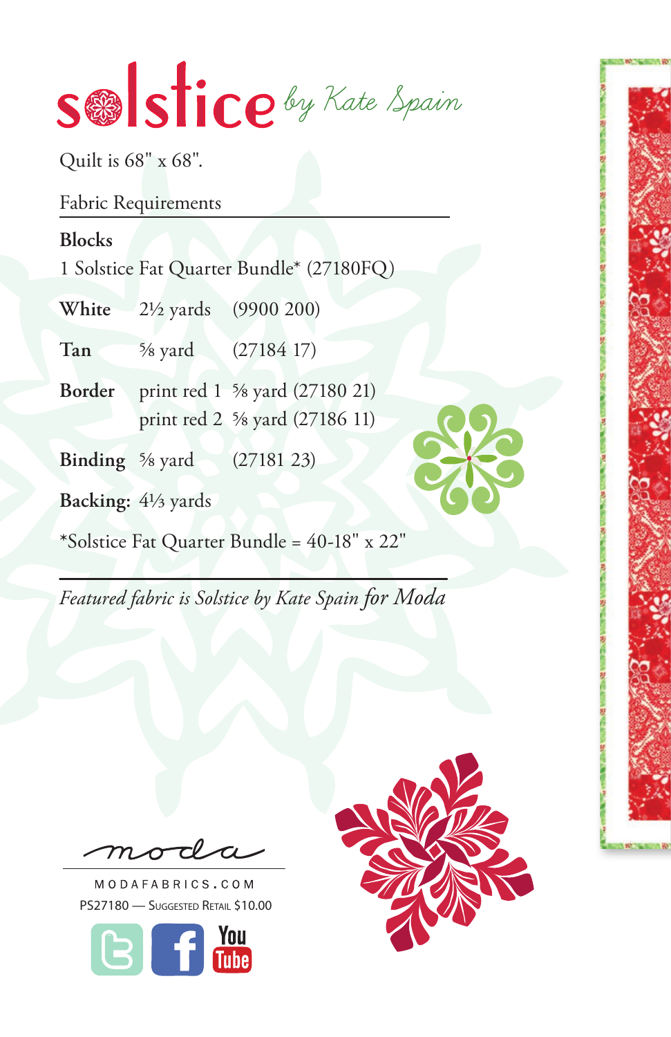# solstice *by Kate Spain*

Quilt is 68" x 68".

## Fabric Requirements

**Blocks**

1 Solstice Fat Quarter Bundle* (27180FQ)

| | | |
|---|---|---|
| **White** | 2½ yards | (9900 200) |
| **Tan** | ⅝ yard | (27184 17) |
| **Border** | print red 1 ⅝ yard (27180 21) | |
| | print red 2 ⅝ yard (27186 11) | |
| **Binding** | ⅝ yard | (27181 23) |
| **Backing:** | 4⅓ yards | |

*Solstice Fat Quarter Bundle = 40-18" x 22"

*Featured fabric is Solstice by Kate Spain for Moda*

moda

MODAFABRICS.COM

PS27180 — Suggested Retail $10.00